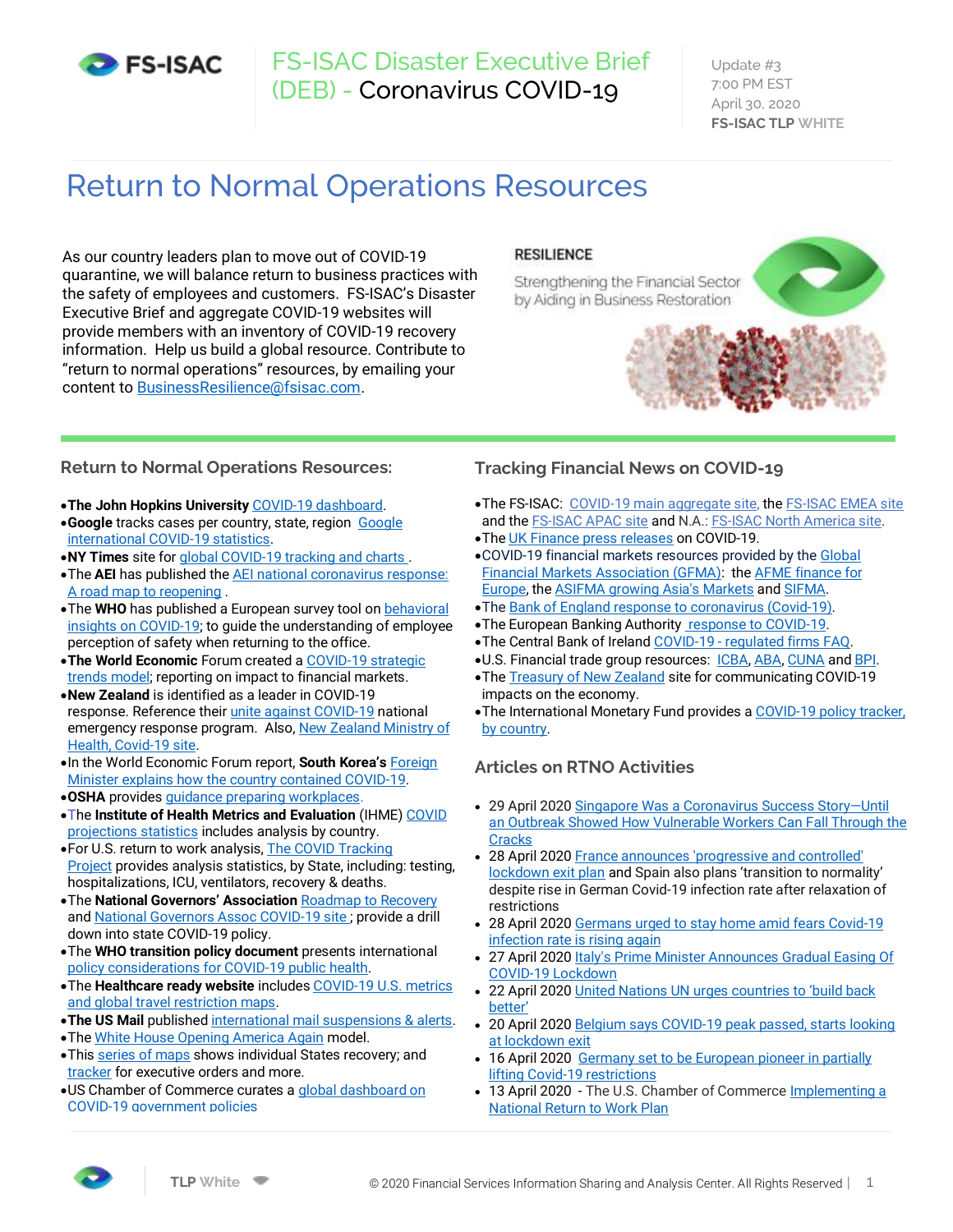# FS-ISAC Disaster Executive Brief (DEB) - Coronavirus COVID-19

Update #3
7:00 PM EST
April 30, 2020
**FS-ISAC TLP WHITE**

## Return to Normal Operations Resources

As our country leaders plan to move out of COVID-19 quarantine, we will balance return to business practices with the safety of employees and customers. FS-ISAC's Disaster Executive Brief and aggregate COVID-19 websites will provide members with an inventory of COVID-19 recovery information. Help us build a global resource. Contribute to "return to normal operations" resources, by emailing your content to BusinessResilience@fsisac.com.

RESILIENCE
Strengthening the Financial Sector by Aiding in Business Restoration

### Return to Normal Operations Resources:

- **The John Hopkins University** COVID-19 dashboard.
- **Google** tracks cases per country, state, region Google international COVID-19 statistics.
- **NY Times** site for global COVID-19 tracking and charts .
- The **AEI** has published the AEI national coronavirus response: A road map to reopening .
- The **WHO** has published a European survey tool on behavioral insights on COVID-19; to guide the understanding of employee perception of safety when returning to the office.
- **The World Economic** Forum created a COVID-19 strategic trends model; reporting on impact to financial markets.
- **New Zealand** is identified as a leader in COVID-19 response. Reference their unite against COVID-19 national emergency response program. Also, New Zealand Ministry of Health, Covid-19 site.
- In the World Economic Forum report, **South Korea's** Foreign Minister explains how the country contained COVID-19.
- **OSHA** provides guidance preparing workplaces.
- The **Institute of Health Metrics and Evaluation** (IHME) COVID projections statistics includes analysis by country.
- For U.S. return to work analysis, The COVID Tracking Project provides analysis statistics, by State, including: testing, hospitalizations, ICU, ventilators, recovery & deaths.
- The **National Governors' Association** Roadmap to Recovery and National Governors Assoc COVID-19 site ; provide a drill down into state COVID-19 policy.
- The **WHO transition policy document** presents international policy considerations for COVID-19 public health.
- The **Healthcare ready website** includes COVID-19 U.S. metrics and global travel restriction maps.
- **The US Mail** published international mail suspensions & alerts.
- The White House Opening America Again model.
- This series of maps shows individual States recovery; and tracker for executive orders and more.
- US Chamber of Commerce curates a global dashboard on COVID-19 government policies

### Tracking Financial News on COVID-19

- The FS-ISAC: COVID-19 main aggregate site, the FS-ISAC EMEA site and the FS-ISAC APAC site and N.A.: FS-ISAC North America site.
- The UK Finance press releases on COVID-19.
- COVID-19 financial markets resources provided by the Global Financial Markets Association (GFMA): the AFME finance for Europe, the ASIFMA growing Asia's Markets and SIFMA.
- The Bank of England response to coronavirus (Covid-19).
- The European Banking Authority response to COVID-19.
- The Central Bank of Ireland COVID-19 - regulated firms FAQ.
- U.S. Financial trade group resources: ICBA, ABA, CUNA and BPI.
- The Treasury of New Zealand site for communicating COVID-19 impacts on the economy.
- The International Monetary Fund provides a COVID-19 policy tracker, by country.

### Articles on RTNO Activities

- 29 April 2020 Singapore Was a Coronavirus Success Story—Until an Outbreak Showed How Vulnerable Workers Can Fall Through the Cracks
- 28 April 2020 France announces 'progressive and controlled' lockdown exit plan and Spain also plans 'transition to normality' despite rise in German Covid-19 infection rate after relaxation of restrictions
- 28 April 2020 Germans urged to stay home amid fears Covid-19 infection rate is rising again
- 27 April 2020 Italy's Prime Minister Announces Gradual Easing Of COVID-19 Lockdown
- 22 April 2020 United Nations UN urges countries to 'build back better'
- 20 April 2020 Belgium says COVID-19 peak passed, starts looking at lockdown exit
- 16 April 2020 Germany set to be European pioneer in partially lifting Covid-19 restrictions
- 13 April 2020 - The U.S. Chamber of Commerce Implementing a National Return to Work Plan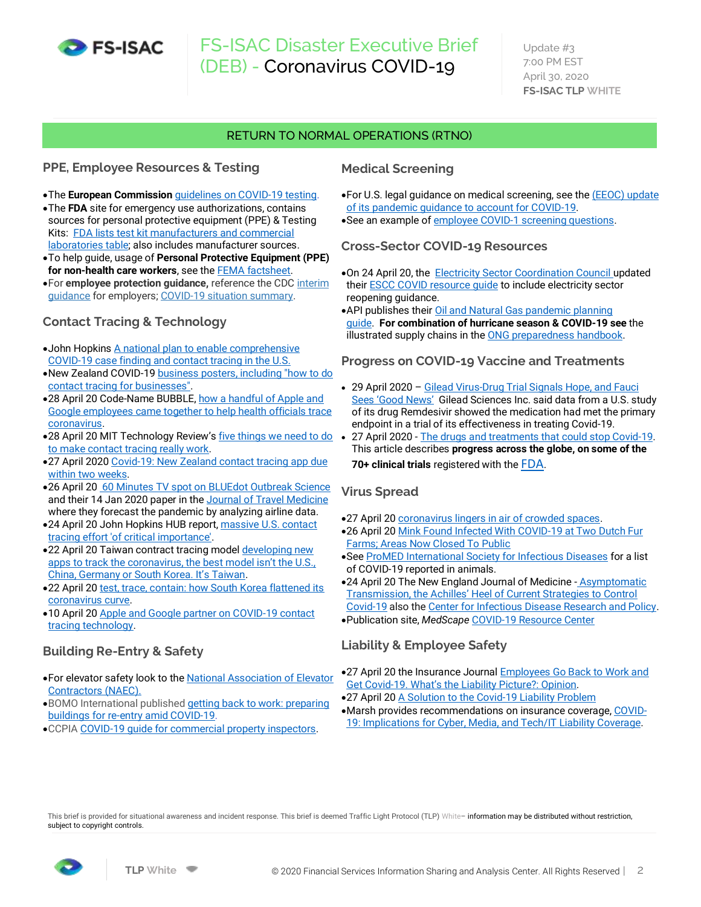# FS-ISAC Disaster Executive Brief (DEB) - Coronavirus COVID-19

Update #3
7:00 PM EST
April 30, 2020
FS-ISAC TLP WHITE

## RETURN TO NORMAL OPERATIONS (RTNO)

### PPE, Employee Resources & Testing

- The **European Commission** guidelines on COVID-19 testing.
- The **FDA** site for emergency use authorizations, contains sources for personal protective equipment (PPE) & Testing Kits: FDA lists test kit manufacturers and commercial laboratories table; also includes manufacturer sources.
- To help guide, usage of **Personal Protective Equipment (PPE) for non-health care workers**, see the FEMA factsheet.
- For **employee protection guidance,** reference the CDC interim guidance for employers; COVID-19 situation summary.

### Contact Tracing & Technology

- John Hopkins A national plan to enable comprehensive COVID-19 case finding and contact tracing in the U.S.
- New Zealand COVID-19 business posters, including "how to do contact tracing for businesses".
- 28 April 20 Code-Name BUBBLE, how a handful of Apple and Google employees came together to help health officials trace coronavirus.
- 28 April 20 MIT Technology Review's five things we need to do to make contact tracing really work.
- 27 April 2020 Covid-19: New Zealand contact tracing app due within two weeks.
- 26 April 20 60 Minutes TV spot on BLUEdot Outbreak Science and their 14 Jan 2020 paper in the Journal of Travel Medicine where they forecast the pandemic by analyzing airline data.
- 24 April 20 John Hopkins HUB report, massive U.S. contact tracing effort 'of critical importance'.
- 22 April 20 Taiwan contract tracing model developing new apps to track the coronavirus, the best model isn't the U.S., China, Germany or South Korea. It's Taiwan.
- 22 April 20 test, trace, contain: how South Korea flattened its coronavirus curve.
- 10 April 20 Apple and Google partner on COVID-19 contact tracing technology.

### Building Re-Entry & Safety

- For elevator safety look to the National Association of Elevator Contractors (NAEC).
- BOMO International published getting back to work: preparing buildings for re-entry amid COVID-19.
- CCPIA COVID-19 guide for commercial property inspectors.

### Medical Screening

- For U.S. legal guidance on medical screening, see the (EEOC) update of its pandemic guidance to account for COVID-19.
- See an example of employee COVID-1 screening questions.

### Cross-Sector COVID-19 Resources

- On 24 April 20, the Electricity Sector Coordination Council updated their ESCC COVID resource guide to include electricity sector reopening guidance.
- API publishes their Oil and Natural Gas pandemic planning guide. **For combination of hurricane season & COVID-19 see** the illustrated supply chains in the ONG preparedness handbook.

### Progress on COVID-19 Vaccine and Treatments

- 29 April 2020 – Gilead Virus-Drug Trial Signals Hope, and Fauci Sees 'Good News' Gilead Sciences Inc. said data from a U.S. study of its drug Remdesivir showed the medication had met the primary endpoint in a trial of its effectiveness in treating Covid-19.
- 27 April 2020 - The drugs and treatments that could stop Covid-19. This article describes **progress across the globe, on some of the 70+ clinical trials** registered with the FDA.

### Virus Spread

- 27 April 20 coronavirus lingers in air of crowded spaces.
- 26 April 20 Mink Found Infected With COVID-19 at Two Dutch Fur Farms; Areas Now Closed To Public
- See ProMED International Society for Infectious Diseases for a list of COVID-19 reported in animals.
- 24 April 20 The New England Journal of Medicine - Asymptomatic Transmission, the Achilles' Heel of Current Strategies to Control Covid-19 also the Center for Infectious Disease Research and Policy.
- Publication site, *MedScape* COVID-19 Resource Center

### Liability & Employee Safety

- 27 April 20 the Insurance Journal Employees Go Back to Work and Get Covid-19. What's the Liability Picture?: Opinion.
- 27 April 20 A Solution to the Covid-19 Liability Problem
- Marsh provides recommendations on insurance coverage, COVID-19: Implications for Cyber, Media, and Tech/IT Liability Coverage.

This brief is provided for situational awareness and incident response. This brief is deemed Traffic Light Protocol (TLP) White– information may be distributed without restriction, subject to copyright controls.